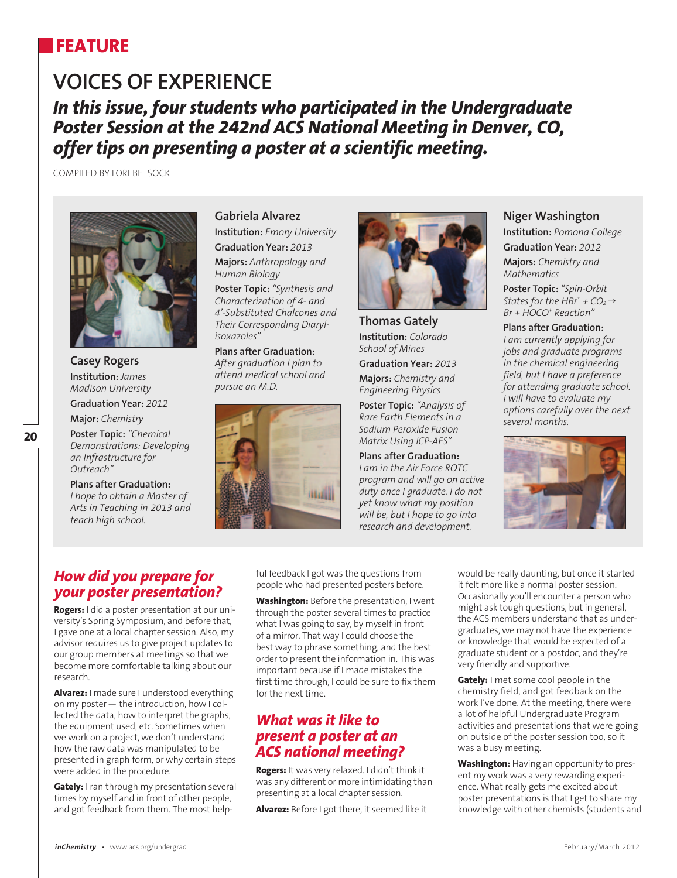# FEATURE

## VOICES OF EXPERIENCE

### *In this issue, four students who participated in the Undergraduate Poster Session at the 242nd ACS National Meeting in Denver, CO, offer tips on presenting a poster at a scientific meeting.*

COMPILED BY LORI BETSOCK

**Casey Rogers**
**Institution:** *James Madison University*
**Graduation Year:** *2012*
**Major:** *Chemistry*
**Poster Topic:** *"Chemical Demonstrations: Developing an Infrastructure for Outreach"*
**Plans after Graduation:**
*I hope to obtain a Master of Arts in Teaching in 2013 and teach high school.*

**Gabriela Alvarez**
**Institution:** *Emory University*
**Graduation Year:** *2013*
**Majors:** *Anthropology and Human Biology*
**Poster Topic:** *"Synthesis and Characterization of 4- and 4'-Substituted Chalcones and Their Corresponding Diaryl-isoxazoles"*
**Plans after Graduation:**
*After graduation I plan to attend medical school and pursue an M.D.*

**Thomas Gately**
**Institution:** *Colorado School of Mines*
**Graduation Year:** *2013*
**Majors:** *Chemistry and Engineering Physics*
**Poster Topic:** *"Analysis of Rare Earth Elements in a Sodium Peroxide Fusion Matrix Using ICP-AES"*
**Plans after Graduation:**
*I am in the Air Force ROTC program and will go on active duty once I graduate. I do not yet know what my position will be, but I hope to go into research and development.*

**Niger Washington**
**Institution:** *Pomona College*
**Graduation Year:** *2012*
**Majors:** *Chemistry and Mathematics*
**Poster Topic:** *"Spin-Orbit States for the $HBr^+ + CO_2 \rightarrow Br + HOCO^+$ Reaction"*
**Plans after Graduation:**
*I am currently applying for jobs and graduate programs in the chemical engineering field, but I have a preference for attending graduate school. I will have to evaluate my options carefully over the next several months.*

## *How did you prepare for your poster presentation?*

**Rogers:** I did a poster presentation at our university's Spring Symposium, and before that, I gave one at a local chapter session. Also, my advisor requires us to give project updates to our group members at meetings so that we become more comfortable talking about our research.

**Alvarez:** I made sure I understood everything on my poster — the introduction, how I collected the data, how to interpret the graphs, the equipment used, etc. Sometimes when we work on a project, we don't understand how the raw data was manipulated to be presented in graph form, or why certain steps were added in the procedure.

**Gately:** I ran through my presentation several times by myself and in front of other people, and got feedback from them. The most helpful feedback I got was the questions from people who had presented posters before.

**Washington:** Before the presentation, I went through the poster several times to practice what I was going to say, by myself in front of a mirror. That way I could choose the best way to phrase something, and the best order to present the information in. This was important because if I made mistakes the first time through, I could be sure to fix them for the next time.

## *What was it like to present a poster at an ACS national meeting?*

**Rogers:** It was very relaxed. I didn't think it was any different or more intimidating than presenting at a local chapter session.

**Alvarez:** Before I got there, it seemed like it would be really daunting, but once it started it felt more like a normal poster session. Occasionally you'll encounter a person who might ask tough questions, but in general, the ACS members understand that as undergraduates, we may not have the experience or knowledge that would be expected of a graduate student or a postdoc, and they're very friendly and supportive.

**Gately:** I met some cool people in the chemistry field, and got feedback on the work I've done. At the meeting, there were a lot of helpful Undergraduate Program activities and presentations that were going on outside of the poster session too, so it was a busy meeting.

**Washington:** Having an opportunity to present my work was a very rewarding experience. What really gets me excited about poster presentations is that I get to share my knowledge with other chemists (students and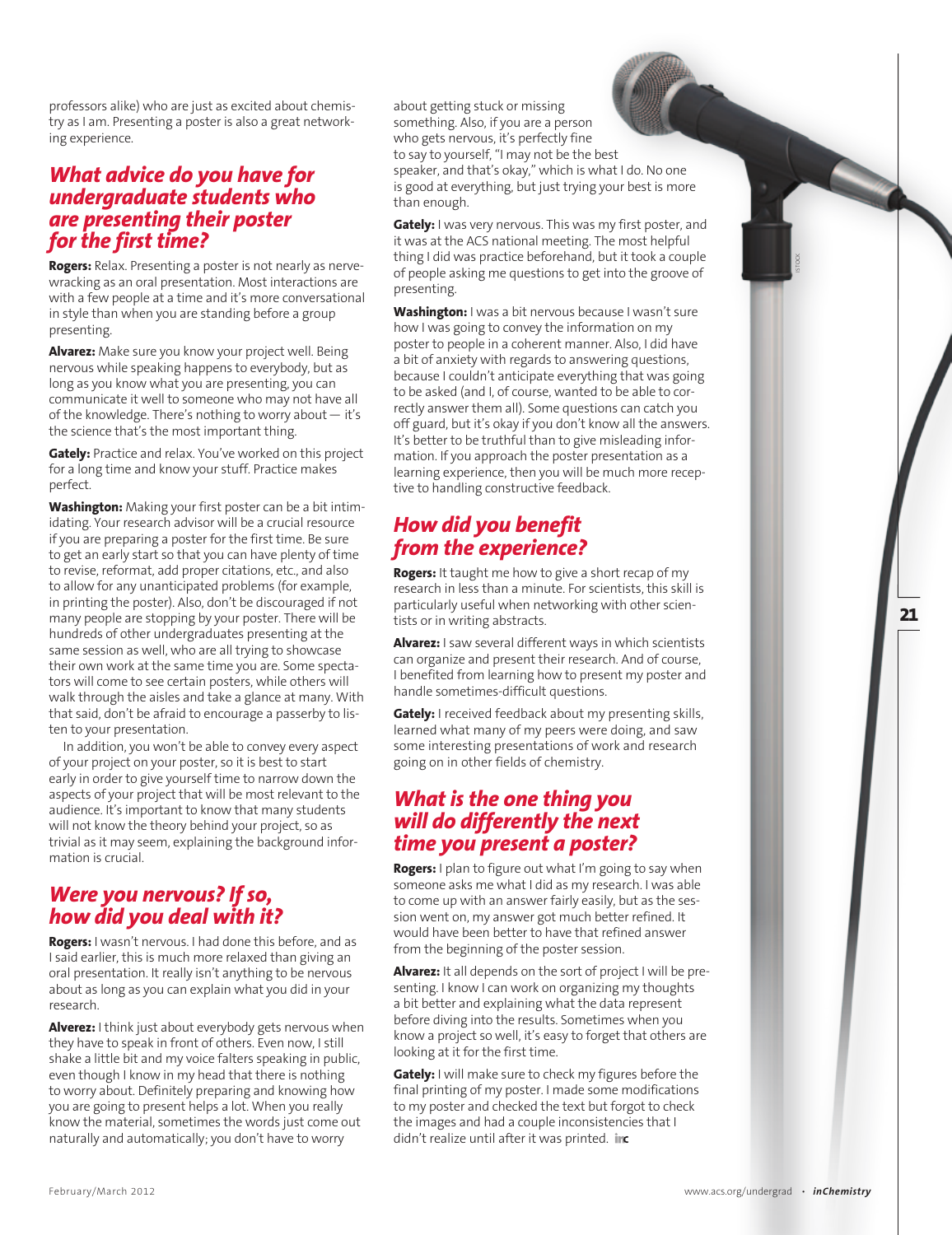professors alike) who are just as excited about chemistry as I am. Presenting a poster is also a great networking experience.

## *What advice do you have for undergraduate students who are presenting their poster for the first time?*

**Rogers:** Relax. Presenting a poster is not nearly as nerve-wracking as an oral presentation. Most interactions are with a few people at a time and it's more conversational in style than when you are standing before a group presenting.

**Alvarez:** Make sure you know your project well. Being nervous while speaking happens to everybody, but as long as you know what you are presenting, you can communicate it well to someone who may not have all of the knowledge. There's nothing to worry about — it's the science that's the most important thing.

**Gately:** Practice and relax. You've worked on this project for a long time and know your stuff. Practice makes perfect.

**Washington:** Making your first poster can be a bit intimidating. Your research advisor will be a crucial resource if you are preparing a poster for the first time. Be sure to get an early start so that you can have plenty of time to revise, reformat, add proper citations, etc., and also to allow for any unanticipated problems (for example, in printing the poster). Also, don't be discouraged if not many people are stopping by your poster. There will be hundreds of other undergraduates presenting at the same session as well, who are all trying to showcase their own work at the same time you are. Some spectators will come to see certain posters, while others will walk through the aisles and take a glance at many. With that said, don't be afraid to encourage a passerby to listen to your presentation.

In addition, you won't be able to convey every aspect of your project on your poster, so it is best to start early in order to give yourself time to narrow down the aspects of your project that will be most relevant to the audience. It's important to know that many students will not know the theory behind your project, so as trivial as it may seem, explaining the background information is crucial.

## *Were you nervous? If so, how did you deal with it?*

**Rogers:** I wasn't nervous. I had done this before, and as I said earlier, this is much more relaxed than giving an oral presentation. It really isn't anything to be nervous about as long as you can explain what you did in your research.

**Alverez:** I think just about everybody gets nervous when they have to speak in front of others. Even now, I still shake a little bit and my voice falters speaking in public, even though I know in my head that there is nothing to worry about. Definitely preparing and knowing how you are going to present helps a lot. When you really know the material, sometimes the words just come out naturally and automatically; you don't have to worry about getting stuck or missing something. Also, if you are a person who gets nervous, it's perfectly fine to say to yourself, "I may not be the best speaker, and that's okay," which is what I do. No one is good at everything, but just trying your best is more than enough.

**Gately:** I was very nervous. This was my first poster, and it was at the ACS national meeting. The most helpful thing I did was practice beforehand, but it took a couple of people asking me questions to get into the groove of presenting.

**Washington:** I was a bit nervous because I wasn't sure how I was going to convey the information on my poster to people in a coherent manner. Also, I did have a bit of anxiety with regards to answering questions, because I couldn't anticipate everything that was going to be asked (and I, of course, wanted to be able to correctly answer them all). Some questions can catch you off guard, but it's okay if you don't know all the answers. It's better to be truthful than to give misleading information. If you approach the poster presentation as a learning experience, then you will be much more receptive to handling constructive feedback.

## *How did you benefit from the experience?*

**Rogers:** It taught me how to give a short recap of my research in less than a minute. For scientists, this skill is particularly useful when networking with other scientists or in writing abstracts.

**Alvarez:** I saw several different ways in which scientists can organize and present their research. And of course, I benefited from learning how to present my poster and handle sometimes-difficult questions.

**Gately:** I received feedback about my presenting skills, learned what many of my peers were doing, and saw some interesting presentations of work and research going on in other fields of chemistry.

## *What is the one thing you will do differently the next time you present a poster?*

**Rogers:** I plan to figure out what I'm going to say when someone asks me what I did as my research. I was able to come up with an answer fairly easily, but as the session went on, my answer got much better refined. It would have been better to have that refined answer from the beginning of the poster session.

**Alvarez:** It all depends on the sort of project I will be presenting. I know I can work on organizing my thoughts a bit better and explaining what the data represent before diving into the results. Sometimes when you know a project so well, it's easy to forget that others are looking at it for the first time.

**Gately:** I will make sure to check my figures before the final printing of my poster. I made some modifications to my poster and checked the text but forgot to check the images and had a couple inconsistencies that I didn't realize until after it was printed. inc